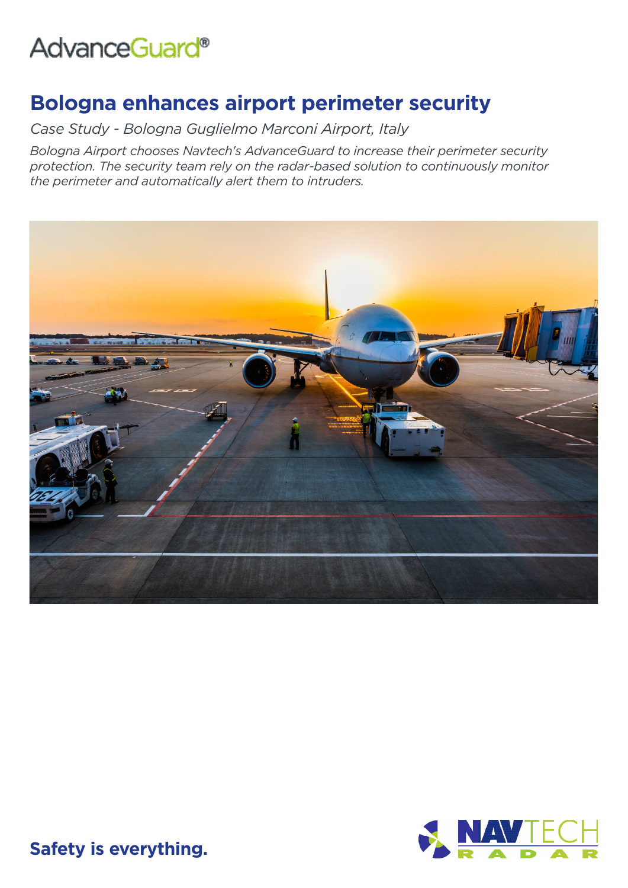AdvanceGuard®

# Bologna enhances airport perimeter security

*Case Study - Bologna Guglielmo Marconi Airport, Italy*

*Bologna Airport chooses Navtech's AdvanceGuard to increase their perimeter security protection. The security team rely on the radar-based solution to continuously monitor the perimeter and automatically alert them to intruders.*

**Safety is everything.**

NAVTECH RADAR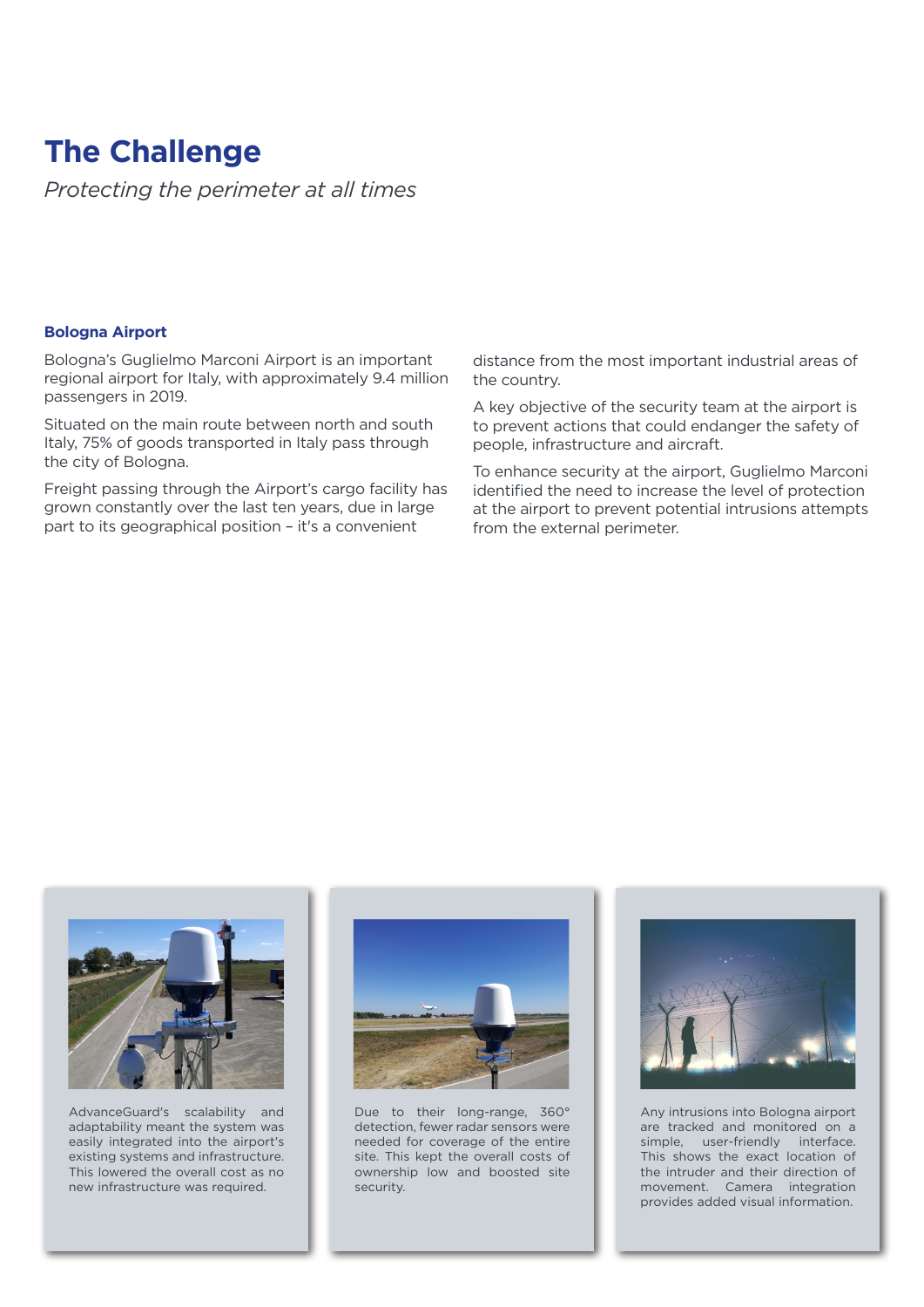# The Challenge

*Protecting the perimeter at all times*

### Bologna Airport

Bologna's Guglielmo Marconi Airport is an important regional airport for Italy, with approximately 9.4 million passengers in 2019.

Situated on the main route between north and south Italy, 75% of goods transported in Italy pass through the city of Bologna.

Freight passing through the Airport's cargo facility has grown constantly over the last ten years, due in large part to its geographical position – it's a convenient distance from the most important industrial areas of the country.

A key objective of the security team at the airport is to prevent actions that could endanger the safety of people, infrastructure and aircraft.

To enhance security at the airport, Guglielmo Marconi identified the need to increase the level of protection at the airport to prevent potential intrusions attempts from the external perimeter.

AdvanceGuard's scalability and adaptability meant the system was easily integrated into the airport's existing systems and infrastructure. This lowered the overall cost as no new infrastructure was required.

Due to their long-range, 360° detection, fewer radar sensors were needed for coverage of the entire site. This kept the overall costs of ownership low and boosted site security.

Any intrusions into Bologna airport are tracked and monitored on a simple, user-friendly interface. This shows the exact location of the intruder and their direction of movement. Camera integration provides added visual information.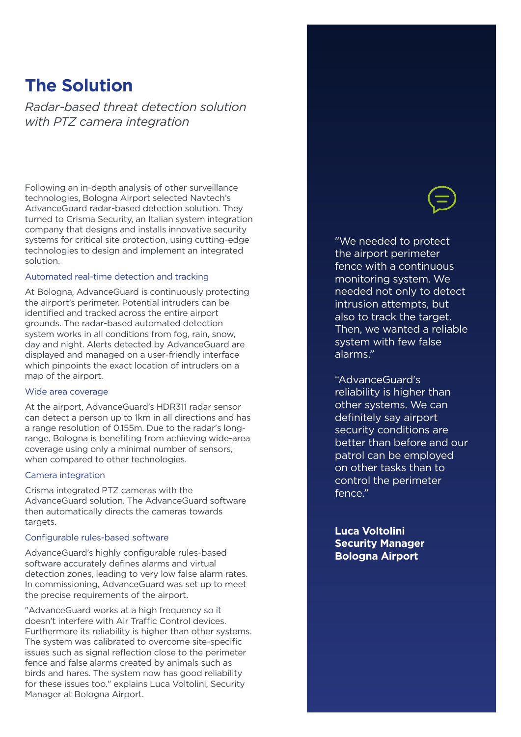## The Solution

*Radar-based threat detection solution with PTZ camera integration*

Following an in-depth analysis of other surveillance technologies, Bologna Airport selected Navtech's AdvanceGuard radar-based detection solution. They turned to Crisma Security, an Italian system integration company that designs and installs innovative security systems for critical site protection, using cutting-edge technologies to design and implement an integrated solution.

### Automated real-time detection and tracking

At Bologna, AdvanceGuard is continuously protecting the airport's perimeter. Potential intruders can be identified and tracked across the entire airport grounds. The radar-based automated detection system works in all conditions from fog, rain, snow, day and night. Alerts detected by AdvanceGuard are displayed and managed on a user-friendly interface which pinpoints the exact location of intruders on a map of the airport.

### Wide area coverage

At the airport, AdvanceGuard's HDR311 radar sensor can detect a person up to 1km in all directions and has a range resolution of 0.155m. Due to the radar's long-range, Bologna is benefiting from achieving wide-area coverage using only a minimal number of sensors, when compared to other technologies.

### Camera integration

Crisma integrated PTZ cameras with the AdvanceGuard solution. The AdvanceGuard software then automatically directs the cameras towards targets.

### Configurable rules-based software

AdvanceGuard's highly configurable rules-based software accurately defines alarms and virtual detection zones, leading to very low false alarm rates. In commissioning, AdvanceGuard was set up to meet the precise requirements of the airport.

"AdvanceGuard works at a high frequency so it doesn't interfere with Air Traffic Control devices. Furthermore its reliability is higher than other systems. The system was calibrated to overcome site-specific issues such as signal reflection close to the perimeter fence and false alarms created by animals such as birds and hares. The system now has good reliability for these issues too." explains Luca Voltolini, Security Manager at Bologna Airport.

"We needed to protect the airport perimeter fence with a continuous monitoring system. We needed not only to detect intrusion attempts, but also to track the target. Then, we wanted a reliable system with few false alarms."

"AdvanceGuard's reliability is higher than other systems. We can definitely say airport security conditions are better than before and our patrol can be employed on other tasks than to control the perimeter fence."

**Luca Voltolini**
**Security Manager**
**Bologna Airport**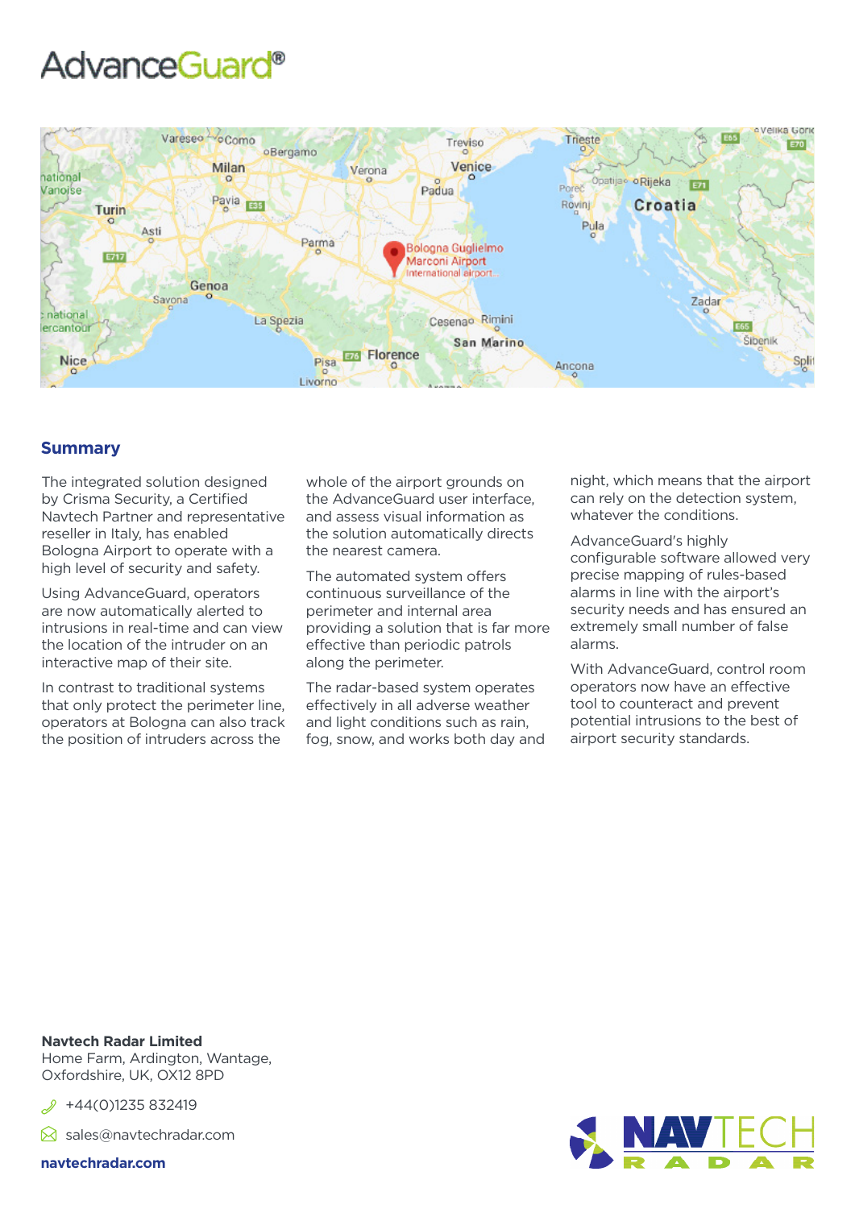# AdvanceGuard®

## Summary

The integrated solution designed by Crisma Security, a Certified Navtech Partner and representative reseller in Italy, has enabled Bologna Airport to operate with a high level of security and safety.

Using AdvanceGuard, operators are now automatically alerted to intrusions in real-time and can view the location of the intruder on an interactive map of their site.

In contrast to traditional systems that only protect the perimeter line, operators at Bologna can also track the position of intruders across the whole of the airport grounds on the AdvanceGuard user interface, and assess visual information as the solution automatically directs the nearest camera.

The automated system offers continuous surveillance of the perimeter and internal area providing a solution that is far more effective than periodic patrols along the perimeter.

The radar-based system operates effectively in all adverse weather and light conditions such as rain, fog, snow, and works both day and night, which means that the airport can rely on the detection system, whatever the conditions.

AdvanceGuard's highly configurable software allowed very precise mapping of rules-based alarms in line with the airport's security needs and has ensured an extremely small number of false alarms.

With AdvanceGuard, control room operators now have an effective tool to counteract and prevent potential intrusions to the best of airport security standards.

**Navtech Radar Limited**
Home Farm, Ardington, Wantage,
Oxfordshire, UK, OX12 8PD

+44(0)1235 832419

sales@navtechradar.com

**navtechradar.com**